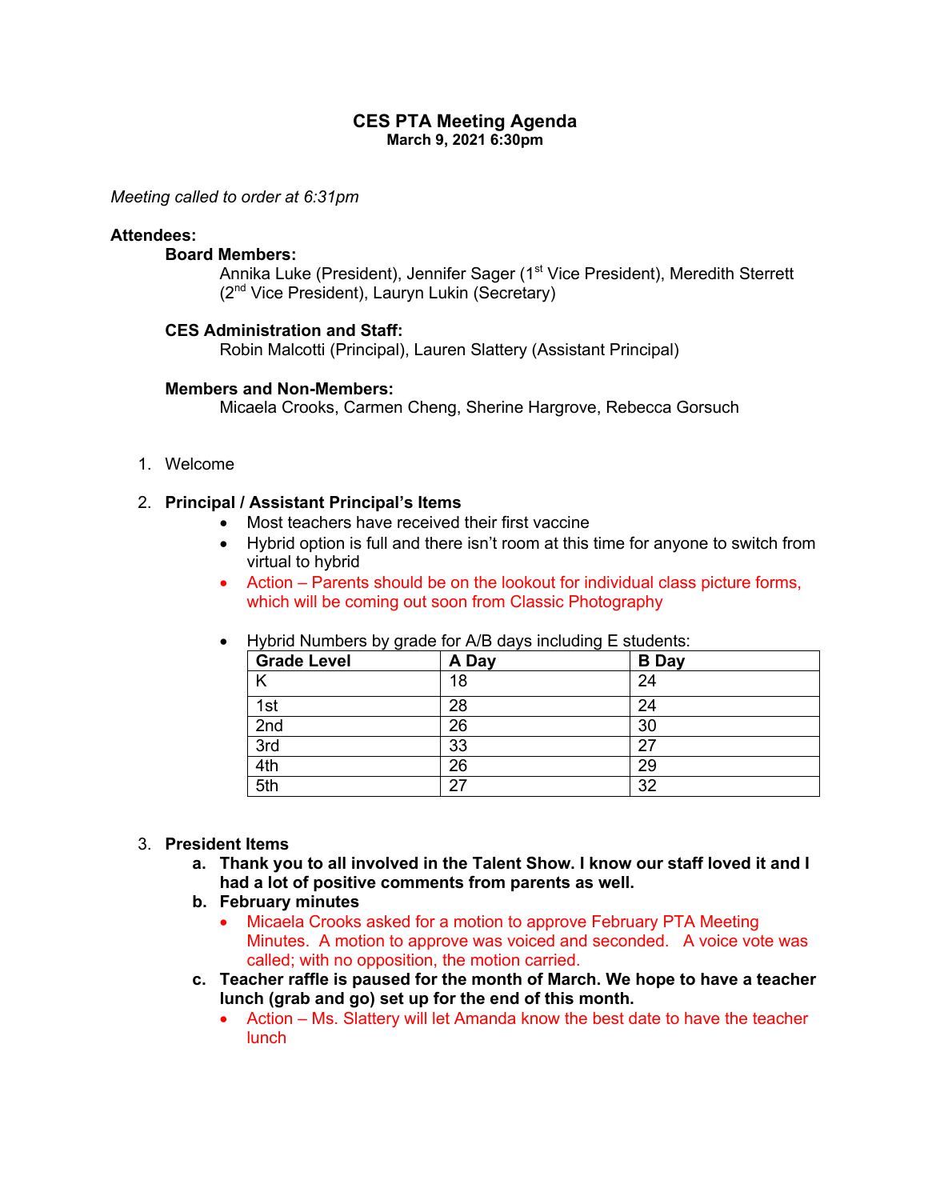# CES PTA Meeting Agenda

**March 9, 2021 6:30pm**

*Meeting called to order at 6:31pm*

**Attendees:**

**Board Members:**

Annika Luke (President), Jennifer Sager (1st Vice President), Meredith Sterrett (2nd Vice President), Lauryn Lukin (Secretary)

**CES Administration and Staff:**

Robin Malcotti (Principal), Lauren Slattery (Assistant Principal)

**Members and Non-Members:**

Micaela Crooks, Carmen Cheng, Sherine Hargrove, Rebecca Gorsuch

1. Welcome

2. **Principal / Assistant Principal's Items**
   - Most teachers have received their first vaccine
   - Hybrid option is full and there isn't room at this time for anyone to switch from virtual to hybrid
   - Action – Parents should be on the lookout for individual class picture forms, which will be coming out soon from Classic Photography
   - Hybrid Numbers by grade for A/B days including E students:

| Grade Level | A Day | B Day |
|---|---|---|
| K | 18 | 24 |
| 1st | 28 | 24 |
| 2nd | 26 | 30 |
| 3rd | 33 | 27 |
| 4th | 26 | 29 |
| 5th | 27 | 32 |

3. **President Items**

   a. **Thank you to all involved in the Talent Show. I know our staff loved it and I had a lot of positive comments from parents as well.**

   b. **February minutes**
      - Micaela Crooks asked for a motion to approve February PTA Meeting Minutes. A motion to approve was voiced and seconded. A voice vote was called; with no opposition, the motion carried.

   c. **Teacher raffle is paused for the month of March. We hope to have a teacher lunch (grab and go) set up for the end of this month.**
      - Action – Ms. Slattery will let Amanda know the best date to have the teacher lunch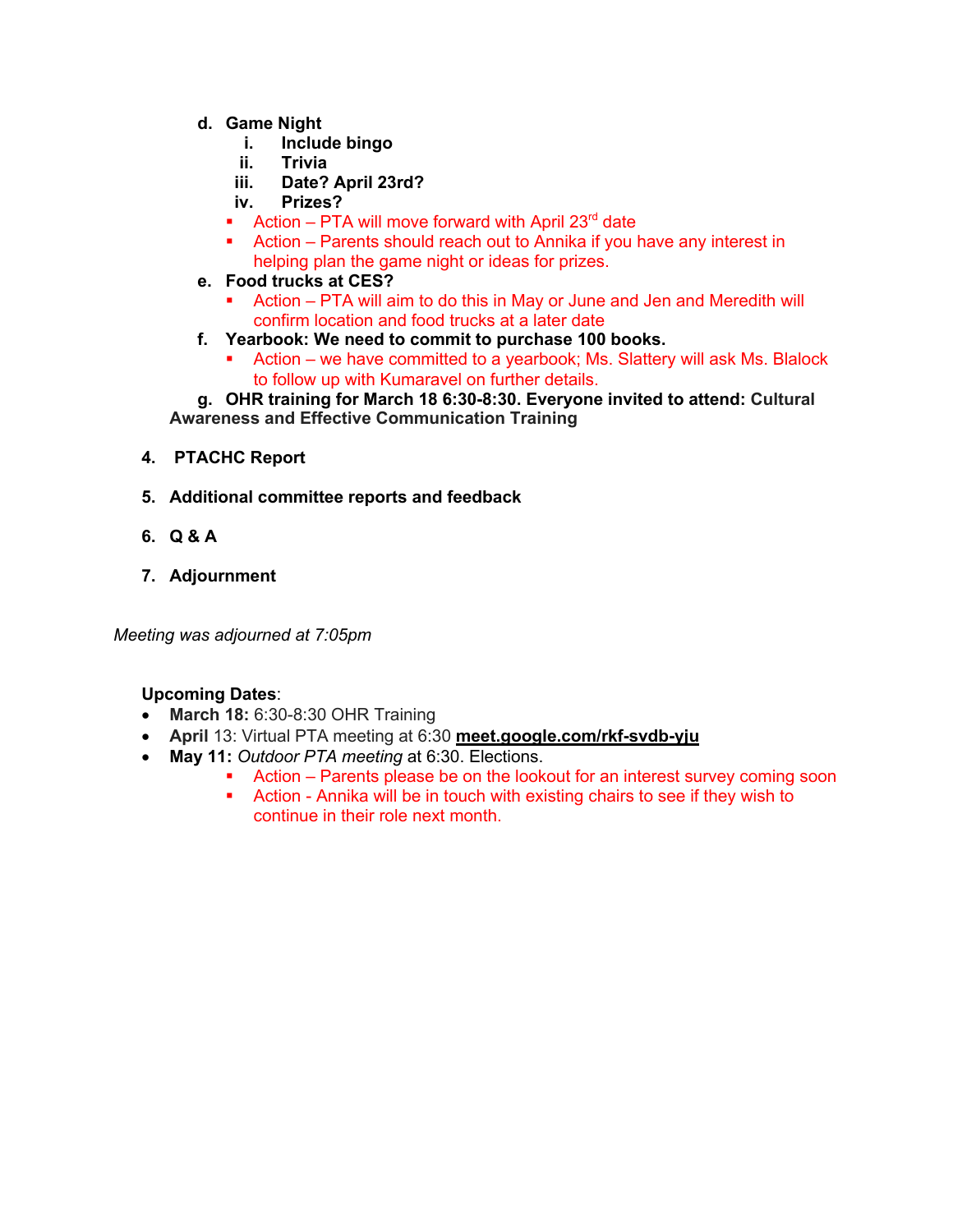d. **Game Night**
   i. **Include bingo**
   ii. **Trivia**
   iii. **Date? April 23rd?**
   iv. **Prizes?**
   - Action – PTA will move forward with April 23rd date
   - Action – Parents should reach out to Annika if you have any interest in helping plan the game night or ideas for prizes.

e. **Food trucks at CES?**
   - Action – PTA will aim to do this in May or June and Jen and Meredith will confirm location and food trucks at a later date

f. **Yearbook: We need to commit to purchase 100 books.**
   - Action – we have committed to a yearbook; Ms. Slattery will ask Ms. Blalock to follow up with Kumaravel on further details.

g. **OHR training for March 18 6:30-8:30. Everyone invited to attend: Cultural Awareness and Effective Communication Training**

4. **PTACHC Report**

5. **Additional committee reports and feedback**

6. **Q & A**

7. **Adjournment**

*Meeting was adjourned at 7:05pm*

**Upcoming Dates**:

- **March 18:** 6:30-8:30 OHR Training
- **April** 13: Virtual PTA meeting at 6:30 **meet.google.com/rkf-svdb-yju**
- **May 11:** *Outdoor PTA meeting* at 6:30. Elections.
  - Action – Parents please be on the lookout for an interest survey coming soon
  - Action - Annika will be in touch with existing chairs to see if they wish to continue in their role next month.